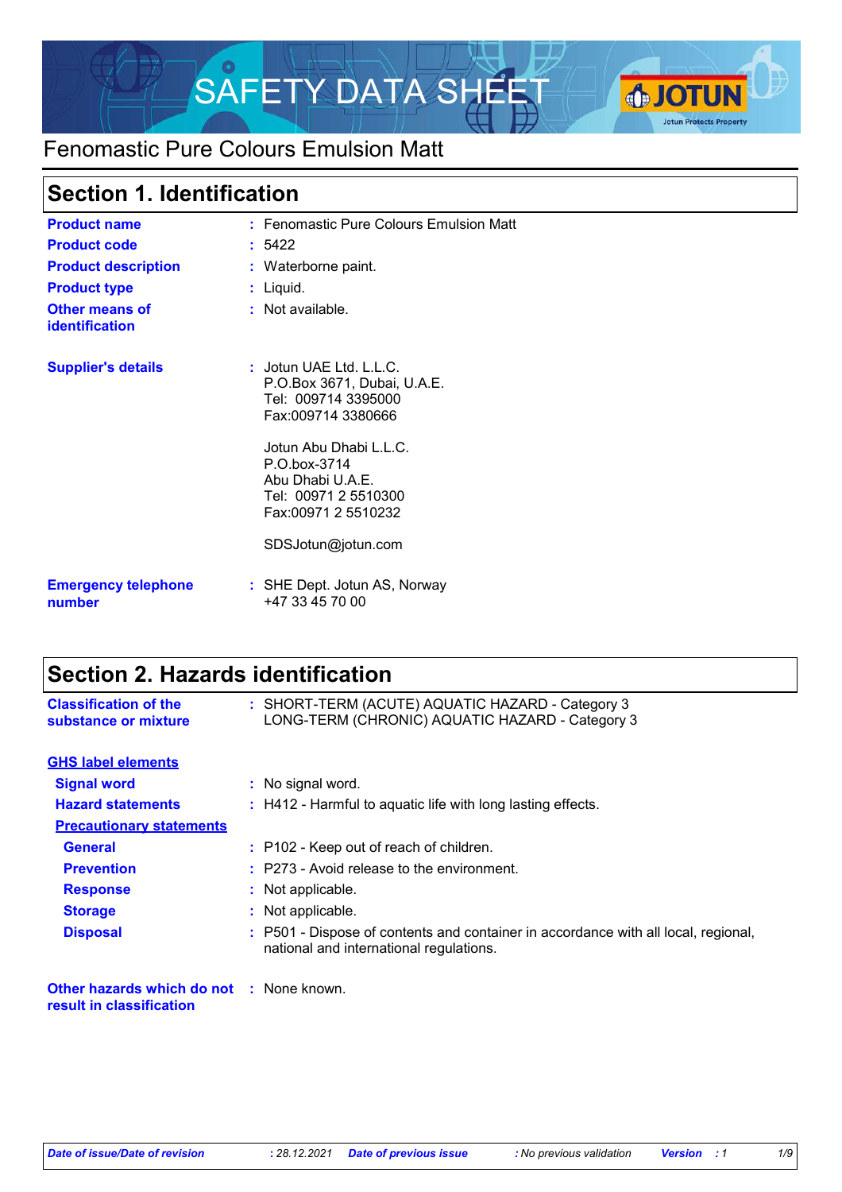# SAFETY DATA SHEET

## Fenomastic Pure Colours Emulsion Matt

## Section 1. Identification

| | | |
|---|---|---|
| **Product name** | : | Fenomastic Pure Colours Emulsion Matt |
| **Product code** | : | 5422 |
| **Product description** | : | Waterborne paint. |
| **Product type** | : | Liquid. |
| **Other means of identification** | : | Not available. |
| **Supplier's details** | : | Jotun UAE Ltd. L.L.C.<br>P.O.Box 3671, Dubai, U.A.E.<br>Tel: 009714 3395000<br>Fax:009714 3380666<br><br>Jotun Abu Dhabi L.L.C.<br>P.O.box-3714<br>Abu Dhabi U.A.E.<br>Tel: 00971 2 5510300<br>Fax:00971 2 5510232<br><br>SDSJotun@jotun.com |
| **Emergency telephone number** | : | SHE Dept. Jotun AS, Norway<br>+47 33 45 70 00 |

## Section 2. Hazards identification

| | | |
|---|---|---|
| **Classification of the substance or mixture** | : | SHORT-TERM (ACUTE) AQUATIC HAZARD - Category 3<br>LONG-TERM (CHRONIC) AQUATIC HAZARD - Category 3 |

**GHS label elements**

| | | |
|---|---|---|
| **Signal word** | : | No signal word. |
| **Hazard statements** | : | H412 - Harmful to aquatic life with long lasting effects. |

**Precautionary statements**

| | | |
|---|---|---|
| **General** | : | P102 - Keep out of reach of children. |
| **Prevention** | : | P273 - Avoid release to the environment. |
| **Response** | : | Not applicable. |
| **Storage** | : | Not applicable. |
| **Disposal** | : | P501 - Dispose of contents and container in accordance with all local, regional, national and international regulations. |

| | | |
|---|---|---|
| **Other hazards which do not result in classification** | : | None known. |

*Date of issue/Date of revision* : 28.12.2021 *Date of previous issue* : No previous validation *Version* : 1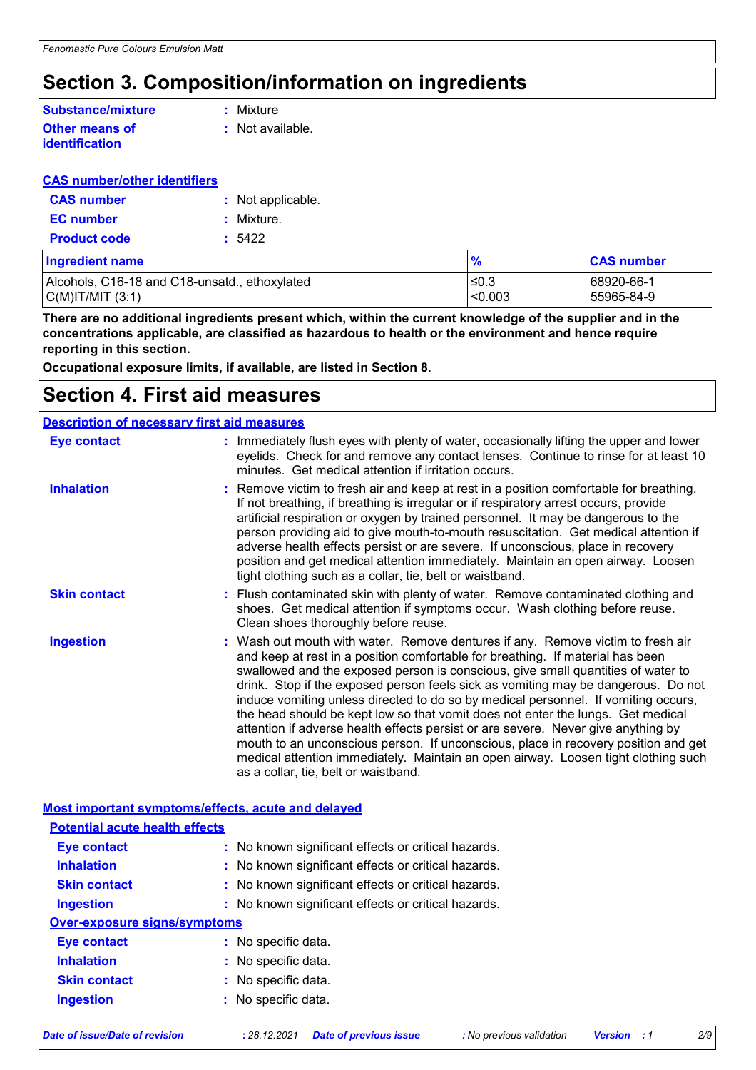# Section 3. Composition/information on ingredients

**Substance/mixture** : Mixture

**Other means of identification** : Not available.

**CAS number/other identifiers**

**CAS number** : Not applicable.

**EC number** : Mixture.

**Product code** : 5422

| Ingredient name | % | CAS number |
| --- | --- | --- |
| Alcohols, C16-18 and C18-unsatd., ethoxylated | ≤0.3 | 68920-66-1 |
| C(M)IT/MIT (3:1) | <0.003 | 55965-84-9 |

**There are no additional ingredients present which, within the current knowledge of the supplier and in the concentrations applicable, are classified as hazardous to health or the environment and hence require reporting in this section.**

**Occupational exposure limits, if available, are listed in Section 8.**

# Section 4. First aid measures

## Description of necessary first aid measures

**Eye contact** : Immediately flush eyes with plenty of water, occasionally lifting the upper and lower eyelids. Check for and remove any contact lenses. Continue to rinse for at least 10 minutes. Get medical attention if irritation occurs.

**Inhalation** : Remove victim to fresh air and keep at rest in a position comfortable for breathing. If not breathing, if breathing is irregular or if respiratory arrest occurs, provide artificial respiration or oxygen by trained personnel. It may be dangerous to the person providing aid to give mouth-to-mouth resuscitation. Get medical attention if adverse health effects persist or are severe. If unconscious, place in recovery position and get medical attention immediately. Maintain an open airway. Loosen tight clothing such as a collar, tie, belt or waistband.

**Skin contact** : Flush contaminated skin with plenty of water. Remove contaminated clothing and shoes. Get medical attention if symptoms occur. Wash clothing before reuse. Clean shoes thoroughly before reuse.

**Ingestion** : Wash out mouth with water. Remove dentures if any. Remove victim to fresh air and keep at rest in a position comfortable for breathing. If material has been swallowed and the exposed person is conscious, give small quantities of water to drink. Stop if the exposed person feels sick as vomiting may be dangerous. Do not induce vomiting unless directed to do so by medical personnel. If vomiting occurs, the head should be kept low so that vomit does not enter the lungs. Get medical attention if adverse health effects persist or are severe. Never give anything by mouth to an unconscious person. If unconscious, place in recovery position and get medical attention immediately. Maintain an open airway. Loosen tight clothing such as a collar, tie, belt or waistband.

## Most important symptoms/effects, acute and delayed

### Potential acute health effects

**Eye contact** : No known significant effects or critical hazards.

**Inhalation** : No known significant effects or critical hazards.

**Skin contact** : No known significant effects or critical hazards.

**Ingestion** : No known significant effects or critical hazards.

### Over-exposure signs/symptoms

**Eye contact** : No specific data.

**Inhalation** : No specific data.

**Skin contact** : No specific data.

**Ingestion** : No specific data.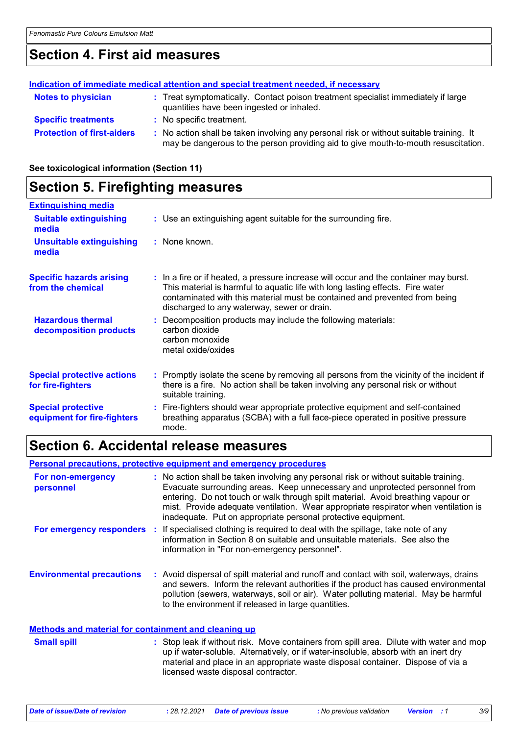# Section 4. First aid measures

**Indication of immediate medical attention and special treatment needed, if necessary**

**Notes to physician** : Treat symptomatically. Contact poison treatment specialist immediately if large quantities have been ingested or inhaled.

**Specific treatments** : No specific treatment.

**Protection of first-aiders** : No action shall be taken involving any personal risk or without suitable training. It may be dangerous to the person providing aid to give mouth-to-mouth resuscitation.

**See toxicological information (Section 11)**

# Section 5. Firefighting measures

**Extinguishing media**

**Suitable extinguishing media** : Use an extinguishing agent suitable for the surrounding fire.

**Unsuitable extinguishing media** : None known.

**Specific hazards arising from the chemical** : In a fire or if heated, a pressure increase will occur and the container may burst. This material is harmful to aquatic life with long lasting effects. Fire water contaminated with this material must be contained and prevented from being discharged to any waterway, sewer or drain.

**Hazardous thermal decomposition products** : Decomposition products may include the following materials:
carbon dioxide
carbon monoxide
metal oxide/oxides

**Special protective actions for fire-fighters** : Promptly isolate the scene by removing all persons from the vicinity of the incident if there is a fire. No action shall be taken involving any personal risk or without suitable training.

**Special protective equipment for fire-fighters** : Fire-fighters should wear appropriate protective equipment and self-contained breathing apparatus (SCBA) with a full face-piece operated in positive pressure mode.

# Section 6. Accidental release measures

**Personal precautions, protective equipment and emergency procedures**

**For non-emergency personnel** : No action shall be taken involving any personal risk or without suitable training. Evacuate surrounding areas. Keep unnecessary and unprotected personnel from entering. Do not touch or walk through spilt material. Avoid breathing vapour or mist. Provide adequate ventilation. Wear appropriate respirator when ventilation is inadequate. Put on appropriate personal protective equipment.

**For emergency responders** : If specialised clothing is required to deal with the spillage, take note of any information in Section 8 on suitable and unsuitable materials. See also the information in "For non-emergency personnel".

**Environmental precautions** : Avoid dispersal of spilt material and runoff and contact with soil, waterways, drains and sewers. Inform the relevant authorities if the product has caused environmental pollution (sewers, waterways, soil or air). Water polluting material. May be harmful to the environment if released in large quantities.

**Methods and material for containment and cleaning up**

**Small spill** : Stop leak if without risk. Move containers from spill area. Dilute with water and mop up if water-soluble. Alternatively, or if water-insoluble, absorb with an inert dry material and place in an appropriate waste disposal container. Dispose of via a licensed waste disposal contractor.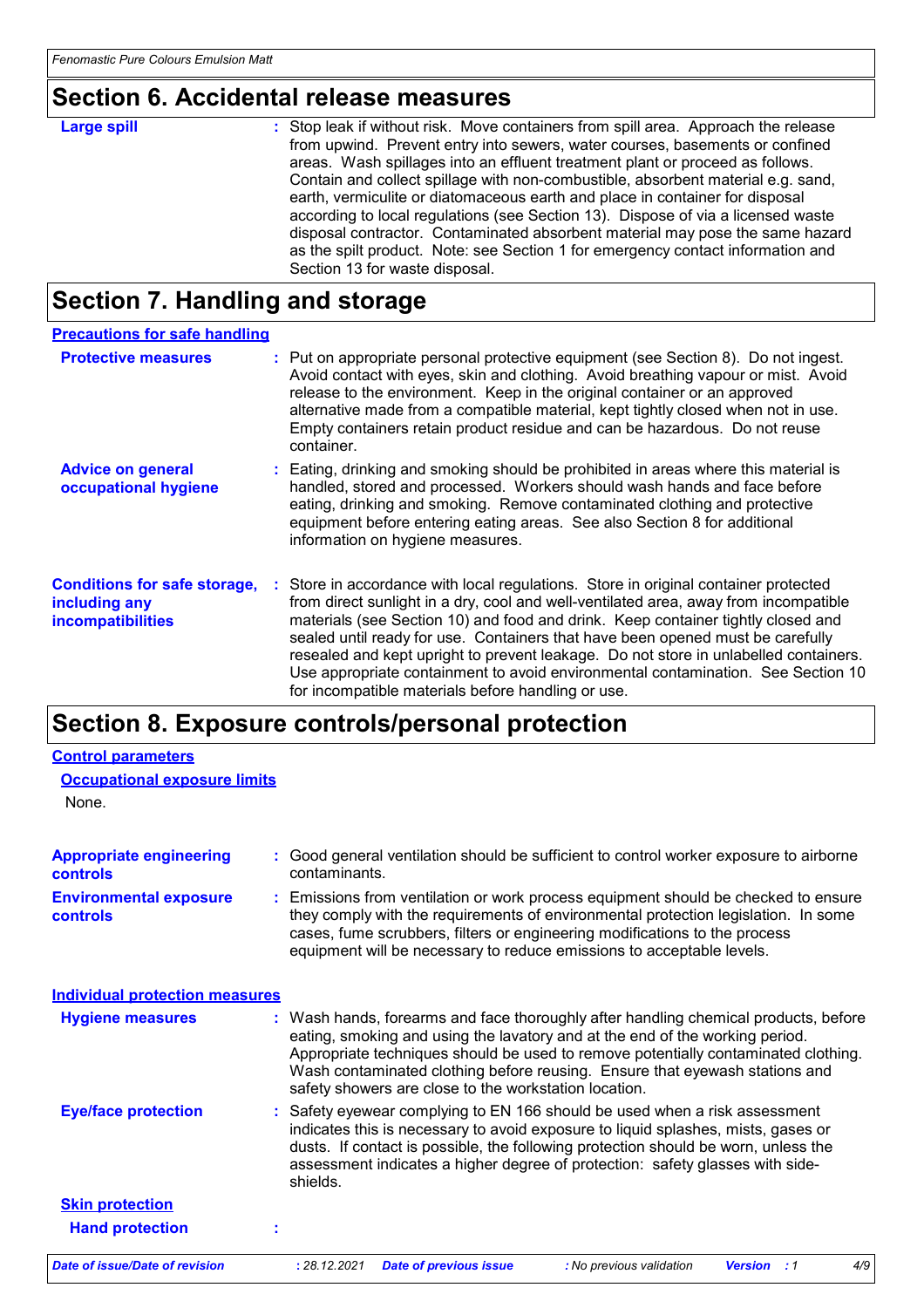## Section 6. Accidental release measures

**Large spill** : Stop leak if without risk. Move containers from spill area. Approach the release from upwind. Prevent entry into sewers, water courses, basements or confined areas. Wash spillages into an effluent treatment plant or proceed as follows. Contain and collect spillage with non-combustible, absorbent material e.g. sand, earth, vermiculite or diatomaceous earth and place in container for disposal according to local regulations (see Section 13). Dispose of via a licensed waste disposal contractor. Contaminated absorbent material may pose the same hazard as the spilt product. Note: see Section 1 for emergency contact information and Section 13 for waste disposal.

## Section 7. Handling and storage

### Precautions for safe handling

**Protective measures** : Put on appropriate personal protective equipment (see Section 8). Do not ingest. Avoid contact with eyes, skin and clothing. Avoid breathing vapour or mist. Avoid release to the environment. Keep in the original container or an approved alternative made from a compatible material, kept tightly closed when not in use. Empty containers retain product residue and can be hazardous. Do not reuse container.

**Advice on general occupational hygiene** : Eating, drinking and smoking should be prohibited in areas where this material is handled, stored and processed. Workers should wash hands and face before eating, drinking and smoking. Remove contaminated clothing and protective equipment before entering eating areas. See also Section 8 for additional information on hygiene measures.

**Conditions for safe storage, including any incompatibilities** : Store in accordance with local regulations. Store in original container protected from direct sunlight in a dry, cool and well-ventilated area, away from incompatible materials (see Section 10) and food and drink. Keep container tightly closed and sealed until ready for use. Containers that have been opened must be carefully resealed and kept upright to prevent leakage. Do not store in unlabelled containers. Use appropriate containment to avoid environmental contamination. See Section 10 for incompatible materials before handling or use.

## Section 8. Exposure controls/personal protection

### Control parameters

#### Occupational exposure limits

None.

**Appropriate engineering controls** : Good general ventilation should be sufficient to control worker exposure to airborne contaminants.

**Environmental exposure controls** : Emissions from ventilation or work process equipment should be checked to ensure they comply with the requirements of environmental protection legislation. In some cases, fume scrubbers, filters or engineering modifications to the process equipment will be necessary to reduce emissions to acceptable levels.

### Individual protection measures

**Hygiene measures** : Wash hands, forearms and face thoroughly after handling chemical products, before eating, smoking and using the lavatory and at the end of the working period. Appropriate techniques should be used to remove potentially contaminated clothing. Wash contaminated clothing before reusing. Ensure that eyewash stations and safety showers are close to the workstation location.

**Eye/face protection** : Safety eyewear complying to EN 166 should be used when a risk assessment indicates this is necessary to avoid exposure to liquid splashes, mists, gases or dusts. If contact is possible, the following protection should be worn, unless the assessment indicates a higher degree of protection: safety glasses with side-shields.

#### Skin protection

**Hand protection** :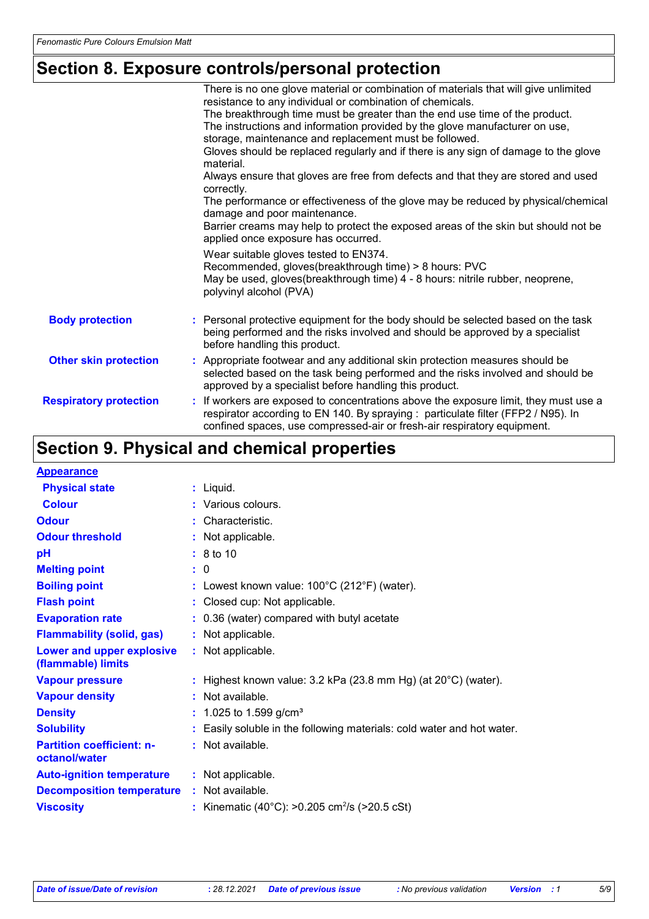# Section 8. Exposure controls/personal protection

There is no one glove material or combination of materials that will give unlimited resistance to any individual or combination of chemicals.
The breakthrough time must be greater than the end use time of the product.
The instructions and information provided by the glove manufacturer on use, storage, maintenance and replacement must be followed.
Gloves should be replaced regularly and if there is any sign of damage to the glove material.
Always ensure that gloves are free from defects and that they are stored and used correctly.
The performance or effectiveness of the glove may be reduced by physical/chemical damage and poor maintenance.
Barrier creams may help to protect the exposed areas of the skin but should not be applied once exposure has occurred.

Wear suitable gloves tested to EN374.
Recommended, gloves(breakthrough time) > 8 hours: PVC
May be used, gloves(breakthrough time) 4 - 8 hours: nitrile rubber, neoprene, polyvinyl alcohol (PVA)

**Body protection** : Personal protective equipment for the body should be selected based on the task being performed and the risks involved and should be approved by a specialist before handling this product.

**Other skin protection** : Appropriate footwear and any additional skin protection measures should be selected based on the task being performed and the risks involved and should be approved by a specialist before handling this product.

**Respiratory protection** : If workers are exposed to concentrations above the exposure limit, they must use a respirator according to EN 140. By spraying : particulate filter (FFP2 / N95). In confined spaces, use compressed-air or fresh-air respiratory equipment.

# Section 9. Physical and chemical properties

**Appearance**

| Property | Value |
|---|---|
| Physical state | Liquid. |
| Colour | Various colours. |
| Odour | Characteristic. |
| Odour threshold | Not applicable. |
| pH | 8 to 10 |
| Melting point | 0 |
| Boiling point | Lowest known value: 100°C (212°F) (water). |
| Flash point | Closed cup: Not applicable. |
| Evaporation rate | 0.36 (water) compared with butyl acetate |
| Flammability (solid, gas) | Not applicable. |
| Lower and upper explosive (flammable) limits | Not applicable. |
| Vapour pressure | Highest known value: 3.2 kPa (23.8 mm Hg) (at 20°C) (water). |
| Vapour density | Not available. |
| Density | 1.025 to 1.599 g/cm³ |
| Solubility | Easily soluble in the following materials: cold water and hot water. |
| Partition coefficient: n-octanol/water | Not available. |
| Auto-ignition temperature | Not applicable. |
| Decomposition temperature | Not available. |
| Viscosity | Kinematic (40°C): >0.205 $cm^2/s$ (>20.5 cSt) |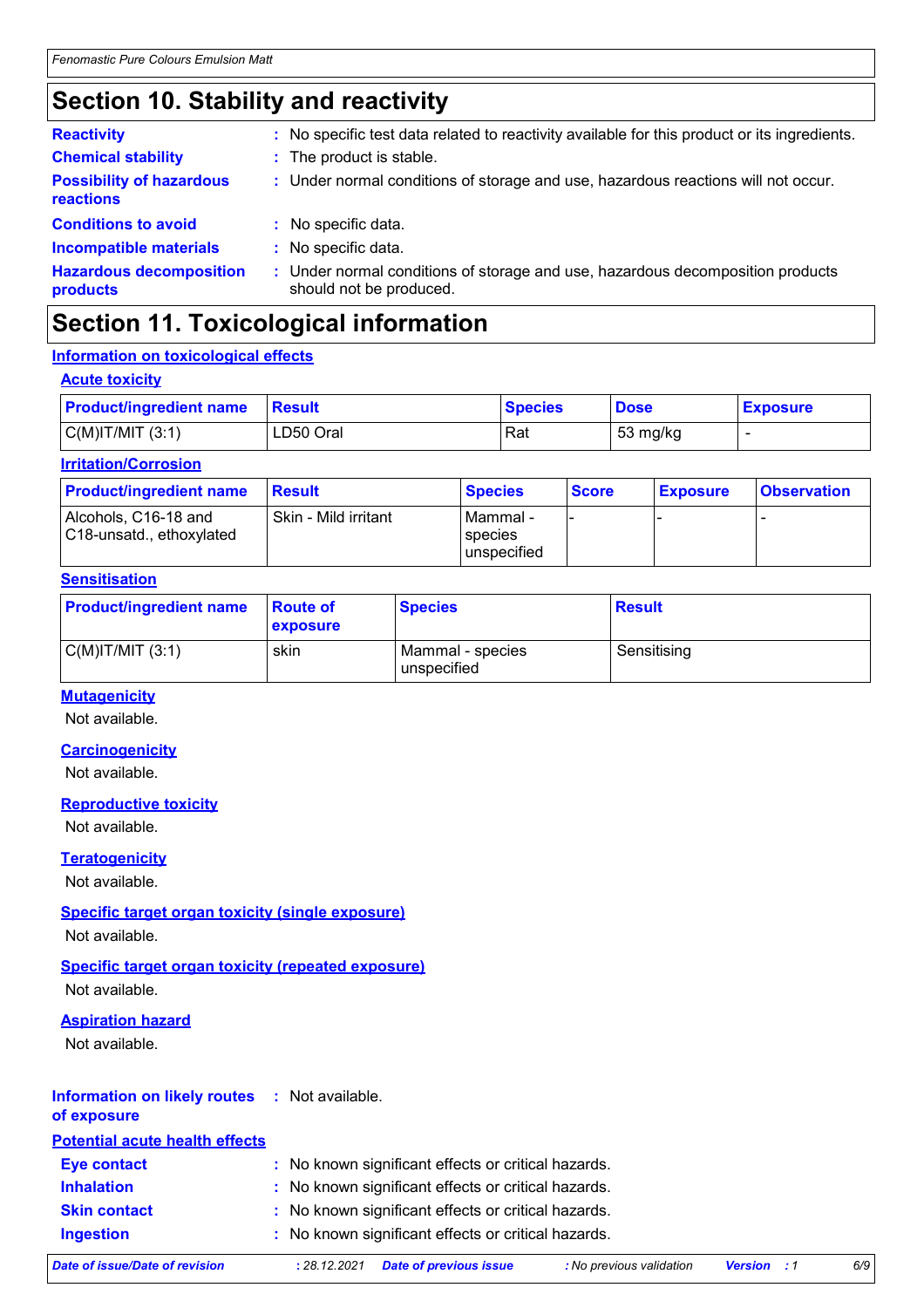## Section 10. Stability and reactivity

**Reactivity** : No specific test data related to reactivity available for this product or its ingredients.

**Chemical stability** : The product is stable.

**Possibility of hazardous reactions** : Under normal conditions of storage and use, hazardous reactions will not occur.

**Conditions to avoid** : No specific data.

**Incompatible materials** : No specific data.

**Hazardous decomposition products** : Under normal conditions of storage and use, hazardous decomposition products should not be produced.

## Section 11. Toxicological information

### Information on toxicological effects

#### Acute toxicity

| Product/ingredient name | Result | Species | Dose | Exposure |
|---|---|---|---|---|
| C(M)IT/MIT (3:1) | LD50 Oral | Rat | 53 mg/kg | - |

#### Irritation/Corrosion

| Product/ingredient name | Result | Species | Score | Exposure | Observation |
|---|---|---|---|---|---|
| Alcohols, C16-18 and C18-unsatd., ethoxylated | Skin - Mild irritant | Mammal - species unspecified | - | - | - |

#### Sensitisation

| Product/ingredient name | Route of exposure | Species | Result |
|---|---|---|---|
| C(M)IT/MIT (3:1) | skin | Mammal - species unspecified | Sensitising |

#### Mutagenicity

Not available.

#### Carcinogenicity

Not available.

#### Reproductive toxicity

Not available.

#### Teratogenicity

Not available.

#### Specific target organ toxicity (single exposure)

Not available.

#### Specific target organ toxicity (repeated exposure)

Not available.

#### Aspiration hazard

Not available.

**Information on likely routes of exposure** : Not available.

### Potential acute health effects

**Eye contact** : No known significant effects or critical hazards.

**Inhalation** : No known significant effects or critical hazards.

**Skin contact** : No known significant effects or critical hazards.

**Ingestion** : No known significant effects or critical hazards.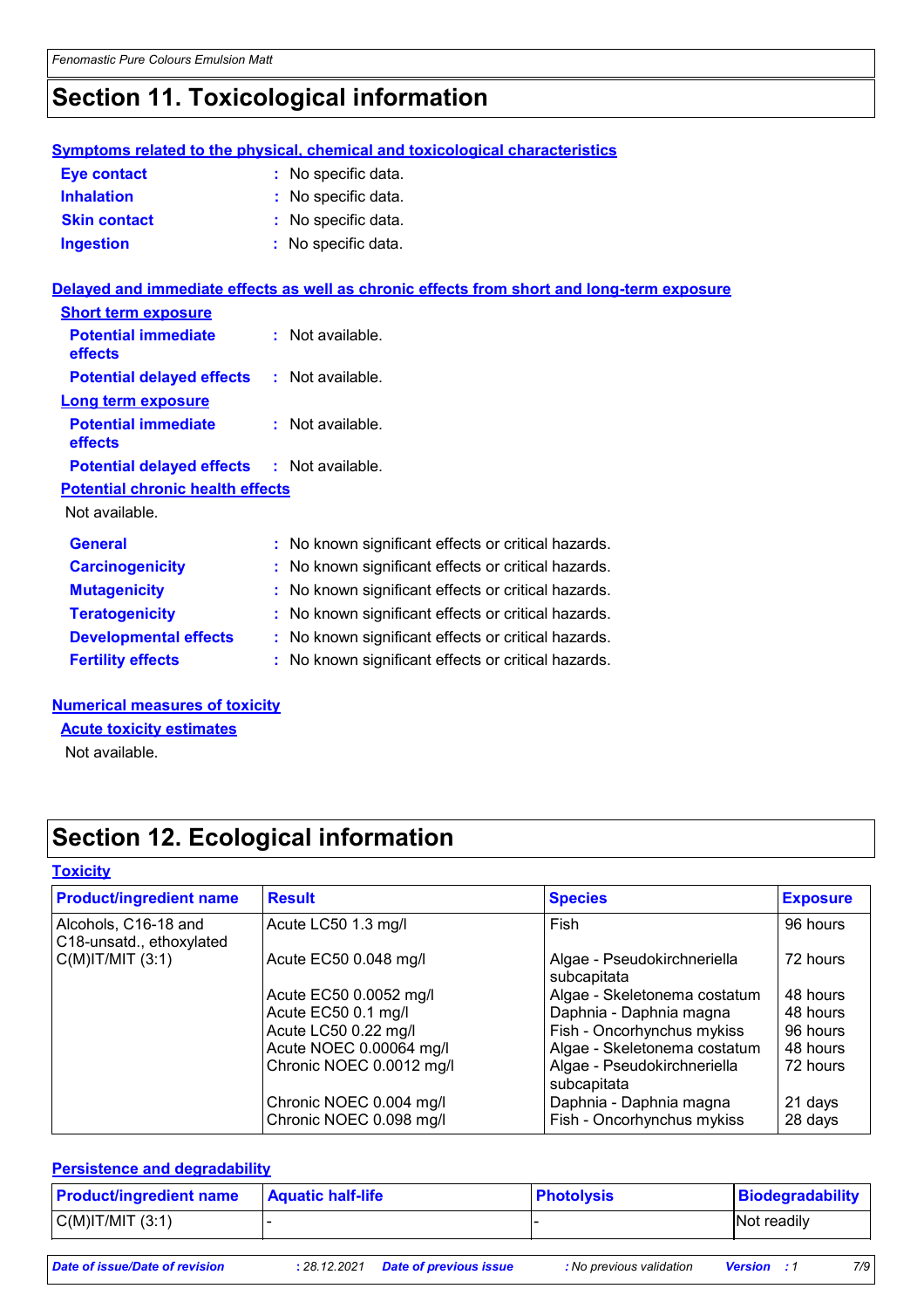# Section 11. Toxicological information

### Symptoms related to the physical, chemical and toxicological characteristics

**Eye contact** : No specific data.

**Inhalation** : No specific data.

**Skin contact** : No specific data.

**Ingestion** : No specific data.

### Delayed and immediate effects as well as chronic effects from short and long-term exposure

**Short term exposure**

**Potential immediate effects** : Not available.

**Potential delayed effects** : Not available.

**Long term exposure**

**Potential immediate effects** : Not available.

**Potential delayed effects** : Not available.

**Potential chronic health effects**

Not available.

**General** : No known significant effects or critical hazards.

**Carcinogenicity** : No known significant effects or critical hazards.

**Mutagenicity** : No known significant effects or critical hazards.

**Teratogenicity** : No known significant effects or critical hazards.

**Developmental effects** : No known significant effects or critical hazards.

**Fertility effects** : No known significant effects or critical hazards.

### Numerical measures of toxicity

**Acute toxicity estimates**

Not available.

# Section 12. Ecological information

### Toxicity

| Product/ingredient name | Result | Species | Exposure |
|---|---|---|---|
| Alcohols, C16-18 and C18-unsatd., ethoxylated | Acute LC50 1.3 mg/l | Fish | 96 hours |
| C(M)IT/MIT (3:1) | Acute EC50 0.048 mg/l | Algae - Pseudokirchneriella subcapitata | 72 hours |
| | Acute EC50 0.0052 mg/l | Algae - Skeletonema costatum | 48 hours |
| | Acute EC50 0.1 mg/l | Daphnia - Daphnia magna | 48 hours |
| | Acute LC50 0.22 mg/l | Fish - Oncorhynchus mykiss | 96 hours |
| | Acute NOEC 0.00064 mg/l | Algae - Skeletonema costatum | 48 hours |
| | Chronic NOEC 0.0012 mg/l | Algae - Pseudokirchneriella subcapitata | 72 hours |
| | Chronic NOEC 0.004 mg/l | Daphnia - Daphnia magna | 21 days |
| | Chronic NOEC 0.098 mg/l | Fish - Oncorhynchus mykiss | 28 days |

### Persistence and degradability

| Product/ingredient name | Aquatic half-life | Photolysis | Biodegradability |
|---|---|---|---|
| C(M)IT/MIT (3:1) | - | - | Not readily |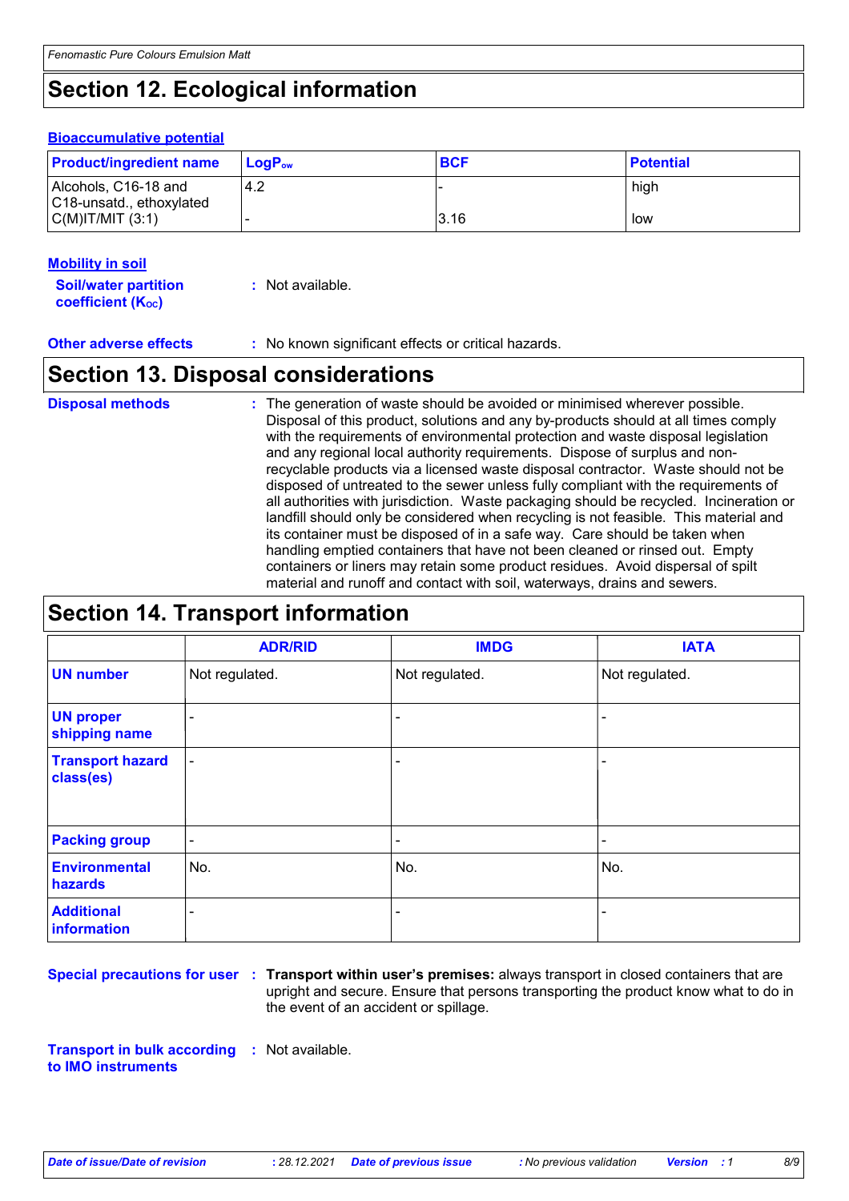## Section 12. Ecological information

**Bioaccumulative potential**

| Product/ingredient name | $LogP_{ow}$ | BCF | Potential |
|---|---|---|---|
| Alcohols, C16-18 and C18-unsatd., ethoxylated | 4.2 | - | high |
| C(M)IT/MIT (3:1) | - | 3.16 | low |

**Mobility in soil**

**Soil/water partition coefficient ($K_{OC}$)** : Not available.

**Other adverse effects** : No known significant effects or critical hazards.

## Section 13. Disposal considerations

**Disposal methods** : The generation of waste should be avoided or minimised wherever possible. Disposal of this product, solutions and any by-products should at all times comply with the requirements of environmental protection and waste disposal legislation and any regional local authority requirements. Dispose of surplus and non-recyclable products via a licensed waste disposal contractor. Waste should not be disposed of untreated to the sewer unless fully compliant with the requirements of all authorities with jurisdiction. Waste packaging should be recycled. Incineration or landfill should only be considered when recycling is not feasible. This material and its container must be disposed of in a safe way. Care should be taken when handling emptied containers that have not been cleaned or rinsed out. Empty containers or liners may retain some product residues. Avoid dispersal of spilt material and runoff and contact with soil, waterways, drains and sewers.

## Section 14. Transport information

| | ADR/RID | IMDG | IATA |
|---|---|---|---|
| UN number | Not regulated. | Not regulated. | Not regulated. |
| UN proper shipping name | - | - | - |
| Transport hazard class(es) | - | - | - |
| Packing group | - | - | - |
| Environmental hazards | No. | No. | No. |
| Additional information | - | - | - |

**Special precautions for user** : **Transport within user's premises:** always transport in closed containers that are upright and secure. Ensure that persons transporting the product know what to do in the event of an accident or spillage.

**Transport in bulk according to IMO instruments** : Not available.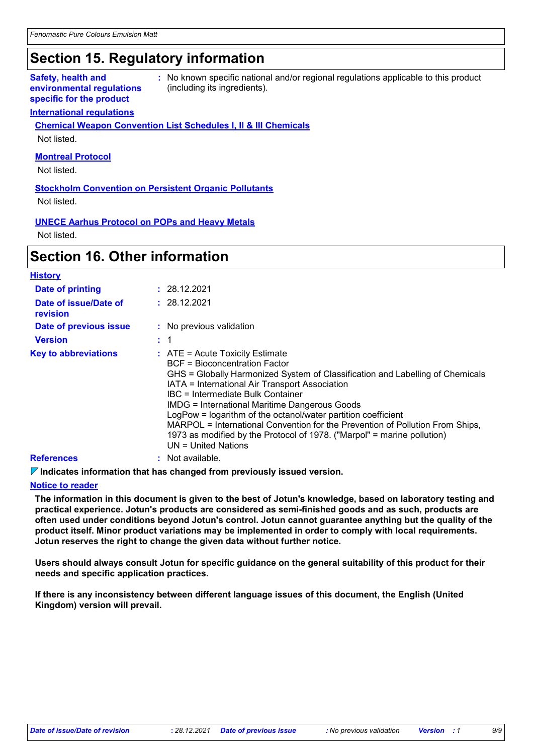# Section 15. Regulatory information

**Safety, health and environmental regulations specific for the product** : No known specific national and/or regional regulations applicable to this product (including its ingredients).

**International regulations**

**Chemical Weapon Convention List Schedules I, II & III Chemicals**

Not listed.

**Montreal Protocol**

Not listed.

**Stockholm Convention on Persistent Organic Pollutants**

Not listed.

**UNECE Aarhus Protocol on POPs and Heavy Metals**

Not listed.

# Section 16. Other information

**History**

**Date of printing** : 28.12.2021

**Date of issue/Date of revision** : 28.12.2021

**Date of previous issue** : No previous validation

**Version** : 1

**Key to abbreviations** : ATE = Acute Toxicity Estimate
BCF = Bioconcentration Factor
GHS = Globally Harmonized System of Classification and Labelling of Chemicals
IATA = International Air Transport Association
IBC = Intermediate Bulk Container
IMDG = International Maritime Dangerous Goods
LogPow = logarithm of the octanol/water partition coefficient
MARPOL = International Convention for the Prevention of Pollution From Ships, 1973 as modified by the Protocol of 1978. ("Marpol" = marine pollution)
UN = United Nations

**References** : Not available.

**Indicates information that has changed from previously issued version.**

**Notice to reader**

**The information in this document is given to the best of Jotun's knowledge, based on laboratory testing and practical experience. Jotun's products are considered as semi-finished goods and as such, products are often used under conditions beyond Jotun's control. Jotun cannot guarantee anything but the quality of the product itself. Minor product variations may be implemented in order to comply with local requirements. Jotun reserves the right to change the given data without further notice.**

**Users should always consult Jotun for specific guidance on the general suitability of this product for their needs and specific application practices.**

**If there is any inconsistency between different language issues of this document, the English (United Kingdom) version will prevail.**